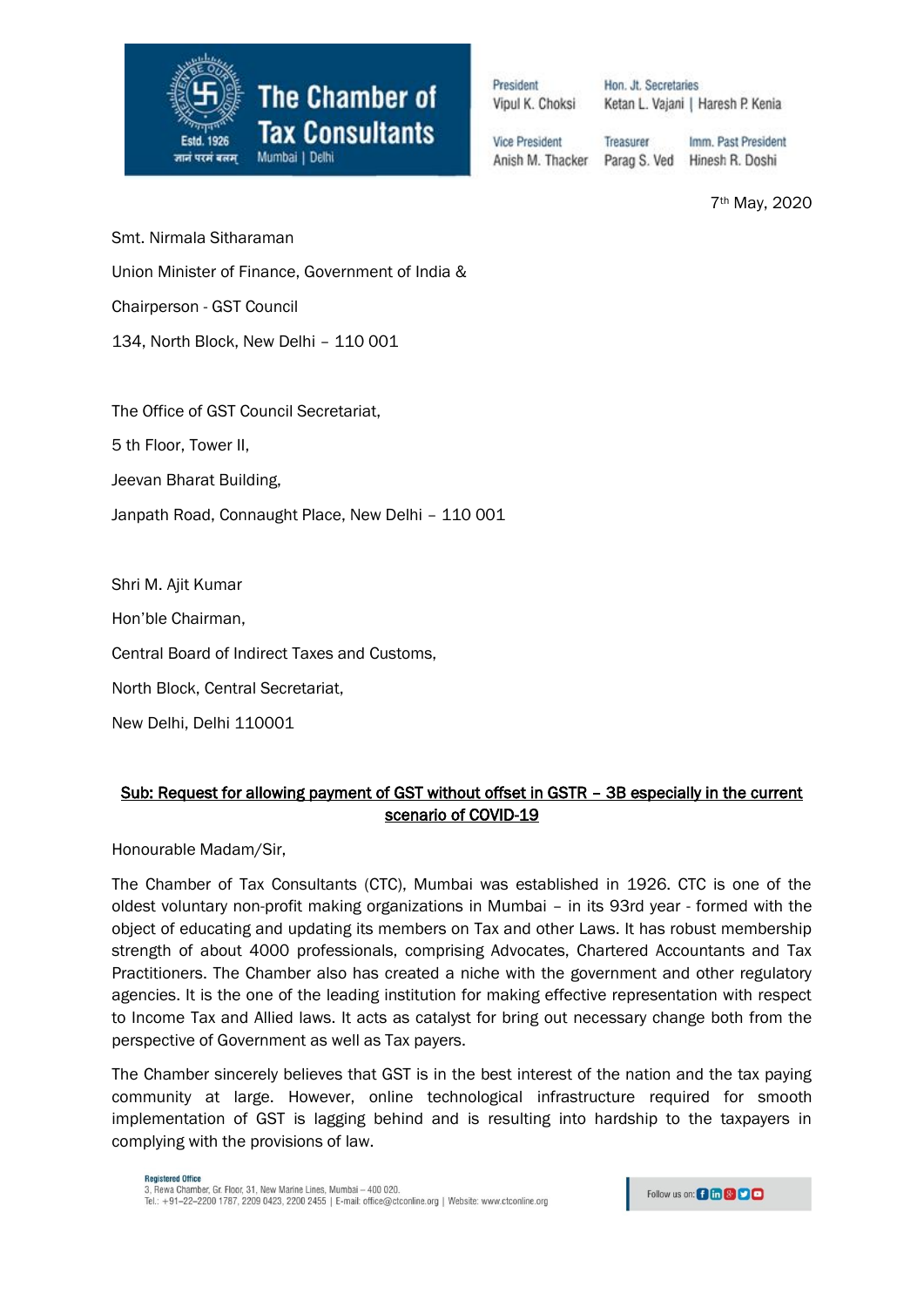**The Chamber of Tax Consultants**
Mumbai | Delhi
Estd. 1926

| President | Hon. Jt. Secretaries | |
|---|---|---|
| Vipul K. Choksi | Ketan L. Vajani \| Haresh P. Kenia | |
| **Vice President** | **Treasurer** | **Imm. Past President** |
| Anish M. Thacker | Parag S. Ved | Hinesh R. Doshi |

7th May, 2020

Smt. Nirmala Sitharaman

Union Minister of Finance, Government of India &

Chairperson - GST Council

134, North Block, New Delhi – 110 001

The Office of GST Council Secretariat,

5 th Floor, Tower II,

Jeevan Bharat Building,

Janpath Road, Connaught Place, New Delhi – 110 001

Shri M. Ajit Kumar

Hon'ble Chairman,

Central Board of Indirect Taxes and Customs,

North Block, Central Secretariat,

New Delhi, Delhi 110001

**Sub: Request for allowing payment of GST without offset in GSTR – 3B especially in the current scenario of COVID-19**

Honourable Madam/Sir,

The Chamber of Tax Consultants (CTC), Mumbai was established in 1926. CTC is one of the oldest voluntary non-profit making organizations in Mumbai – in its 93rd year - formed with the object of educating and updating its members on Tax and other Laws. It has robust membership strength of about 4000 professionals, comprising Advocates, Chartered Accountants and Tax Practitioners. The Chamber also has created a niche with the government and other regulatory agencies. It is the one of the leading institution for making effective representation with respect to Income Tax and Allied laws. It acts as catalyst for bring out necessary change both from the perspective of Government as well as Tax payers.

The Chamber sincerely believes that GST is in the best interest of the nation and the tax paying community at large. However, online technological infrastructure required for smooth implementation of GST is lagging behind and is resulting into hardship to the taxpayers in complying with the provisions of law.

**Registered Office**
3, Rewa Chamber, Gr. Floor, 31, New Marine Lines, Mumbai – 400 020.
Tel.: +91–22–2200 1787, 2209 0423, 2200 2455 | E-mail: office@ctconline.org | Website: www.ctconline.org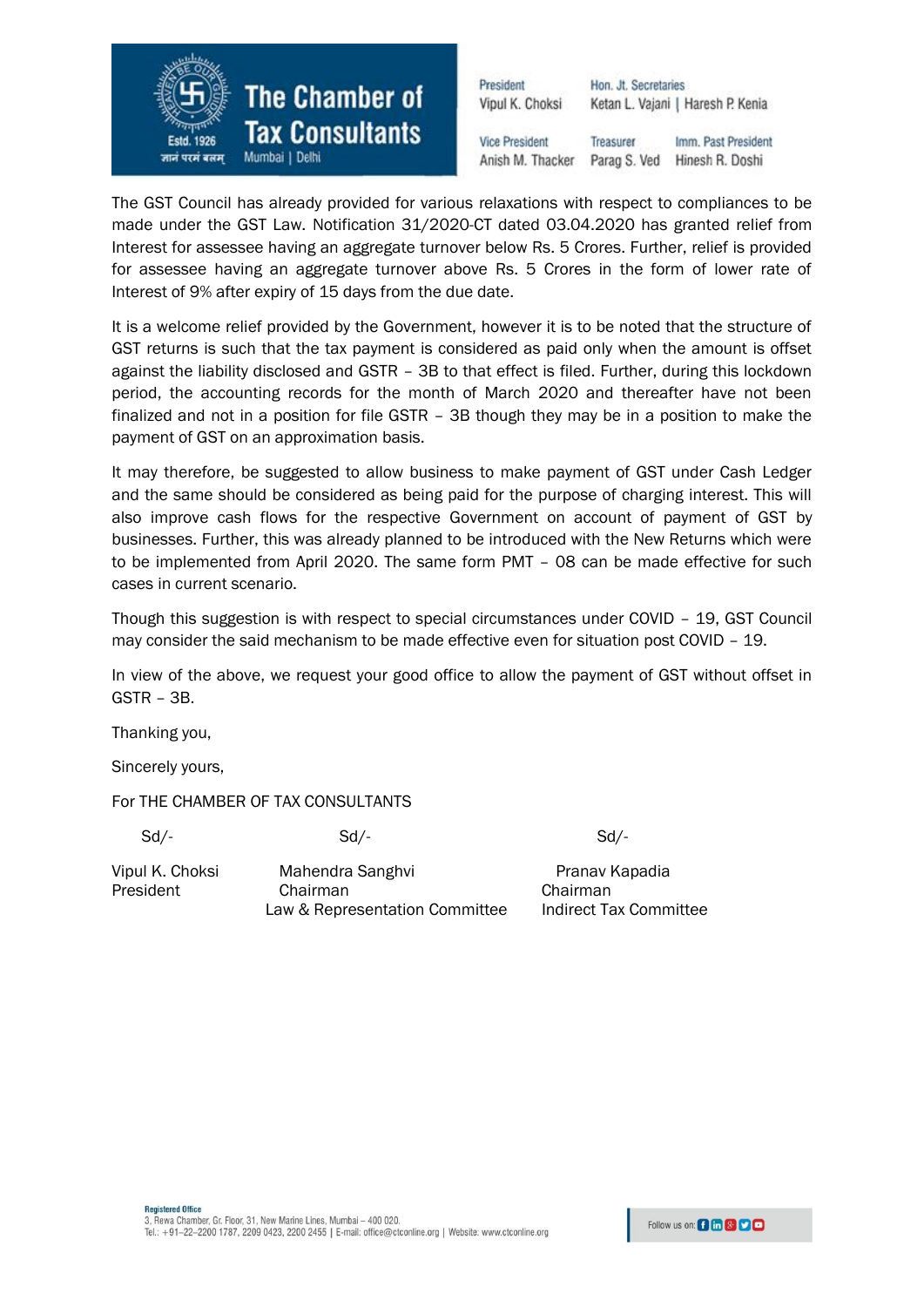The GST Council has already provided for various relaxations with respect to compliances to be made under the GST Law. Notification 31/2020-CT dated 03.04.2020 has granted relief from Interest for assessee having an aggregate turnover below Rs. 5 Crores. Further, relief is provided for assessee having an aggregate turnover above Rs. 5 Crores in the form of lower rate of Interest of 9% after expiry of 15 days from the due date.

It is a welcome relief provided by the Government, however it is to be noted that the structure of GST returns is such that the tax payment is considered as paid only when the amount is offset against the liability disclosed and GSTR – 3B to that effect is filed. Further, during this lockdown period, the accounting records for the month of March 2020 and thereafter have not been finalized and not in a position for file GSTR – 3B though they may be in a position to make the payment of GST on an approximation basis.

It may therefore, be suggested to allow business to make payment of GST under Cash Ledger and the same should be considered as being paid for the purpose of charging interest. This will also improve cash flows for the respective Government on account of payment of GST by businesses. Further, this was already planned to be introduced with the New Returns which were to be implemented from April 2020. The same form PMT – 08 can be made effective for such cases in current scenario.

Though this suggestion is with respect to special circumstances under COVID – 19, GST Council may consider the said mechanism to be made effective even for situation post COVID – 19.

In view of the above, we request your good office to allow the payment of GST without offset in GSTR – 3B.

Thanking you,

Sincerely yours,

For THE CHAMBER OF TAX CONSULTANTS

| | | |
|---|---|---|
| Sd/- | Sd/- | Sd/- |
| Vipul K. Choksi<br>President | Mahendra Sanghvi<br>Chairman<br>Law & Representation Committee | Pranav Kapadia<br>Chairman<br>Indirect Tax Committee |